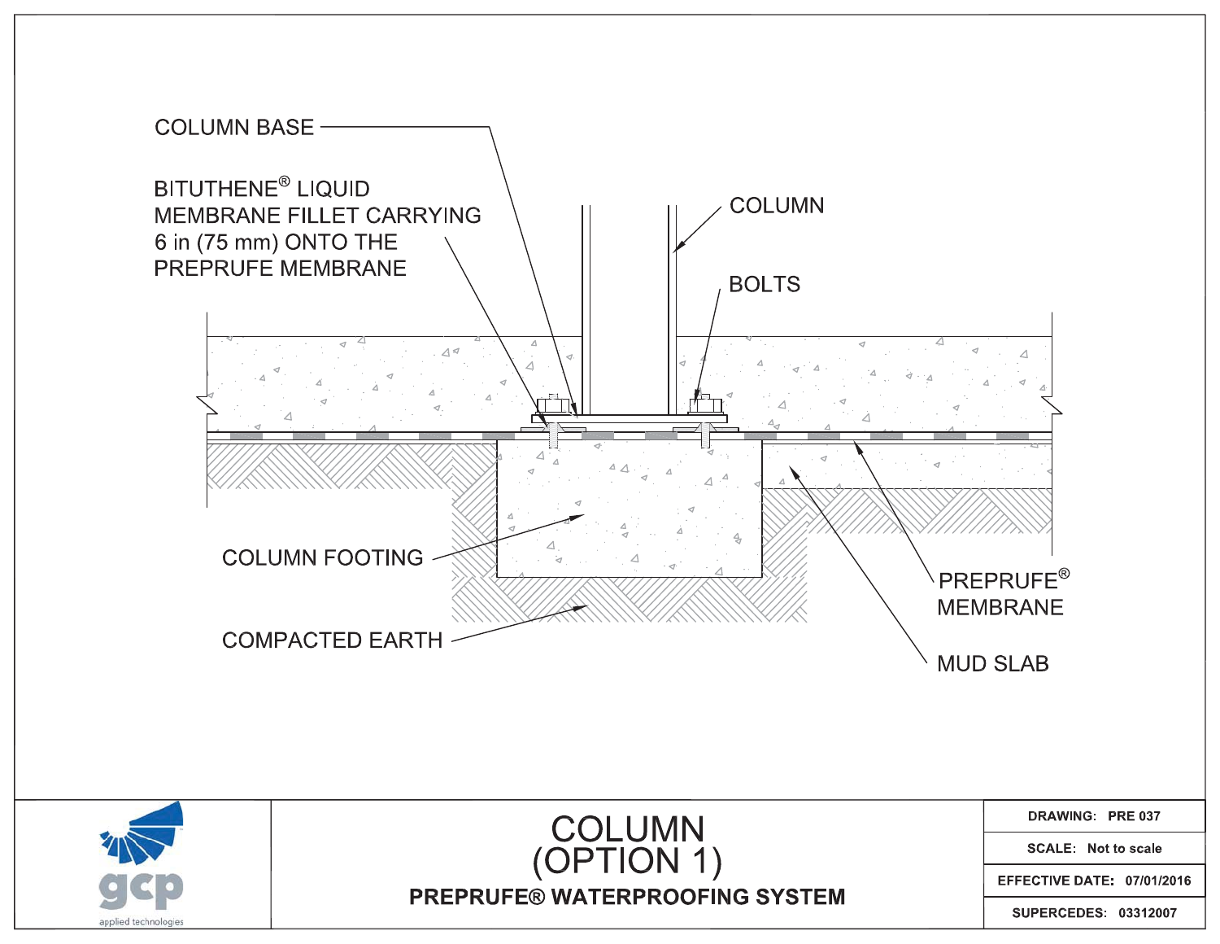COLUMN BASE

BITUTHENE® LIQUID MEMBRANE FILLET CARRYING 6 in (75 mm) ONTO THE PREPRUFE MEMBRANE

COLUMN

BOLTS

COLUMN FOOTING

COMPACTED EARTH

PREPRUFE® MEMBRANE

MUD SLAB

gcp applied technologies

# COLUMN (OPTION 1)

**PREPRUFE® WATERPROOFING SYSTEM**

| | |
|---|---|
| **DRAWING:** | **PRE 037** |
| **SCALE:** | **Not to scale** |
| **EFFECTIVE DATE:** | **07/01/2016** |
| **SUPERCEDES:** | **03312007** |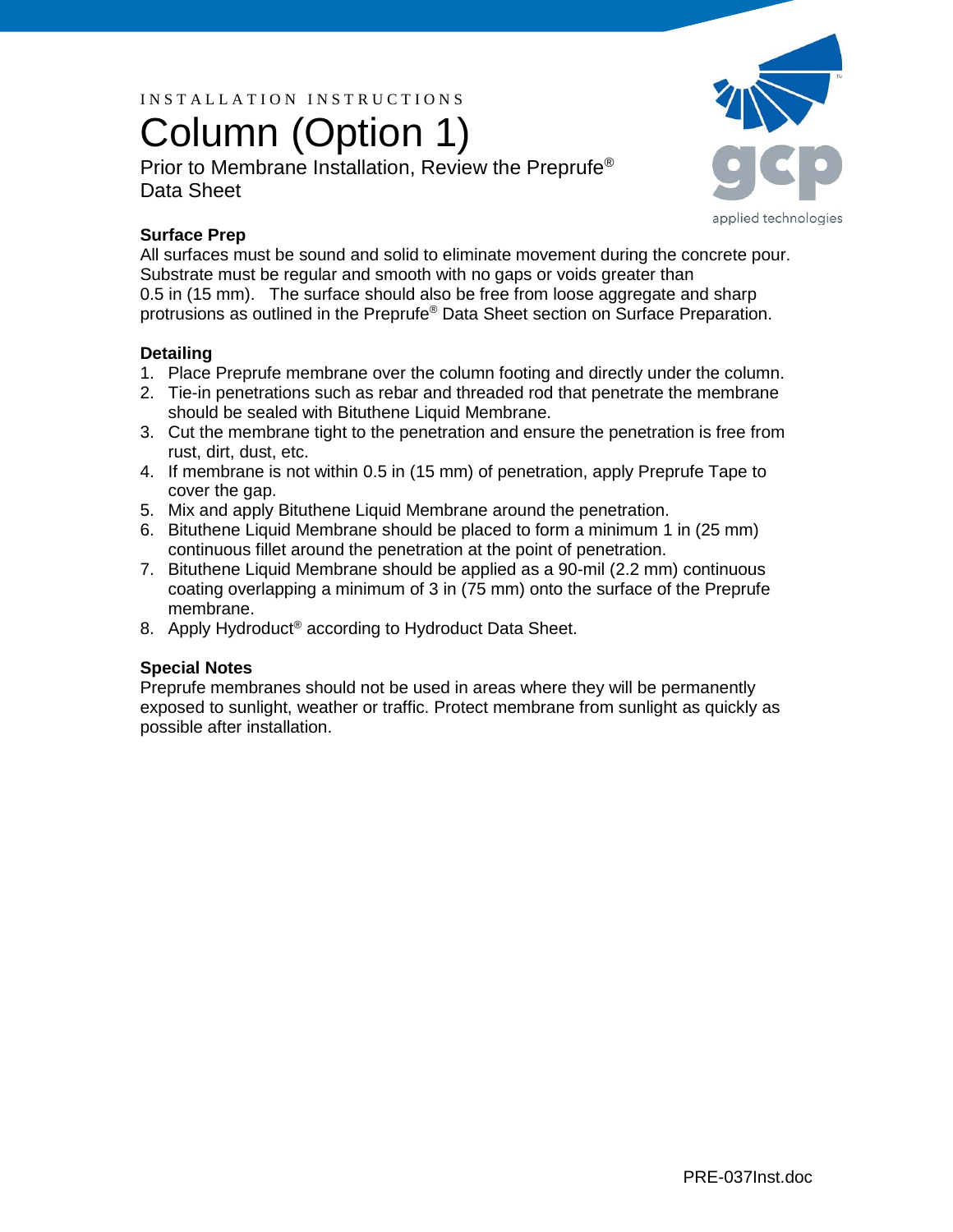INSTALLATION INSTRUCTIONS

# Column (Option 1)

Prior to Membrane Installation, Review the Preprufe® Data Sheet

**Surface Prep**

All surfaces must be sound and solid to eliminate movement during the concrete pour. Substrate must be regular and smooth with no gaps or voids greater than 0.5 in (15 mm). The surface should also be free from loose aggregate and sharp protrusions as outlined in the Preprufe® Data Sheet section on Surface Preparation.

**Detailing**

1. Place Preprufe membrane over the column footing and directly under the column.
2. Tie-in penetrations such as rebar and threaded rod that penetrate the membrane should be sealed with Bituthene Liquid Membrane.
3. Cut the membrane tight to the penetration and ensure the penetration is free from rust, dirt, dust, etc.
4. If membrane is not within 0.5 in (15 mm) of penetration, apply Preprufe Tape to cover the gap.
5. Mix and apply Bituthene Liquid Membrane around the penetration.
6. Bituthene Liquid Membrane should be placed to form a minimum 1 in (25 mm) continuous fillet around the penetration at the point of penetration.
7. Bituthene Liquid Membrane should be applied as a 90-mil (2.2 mm) continuous coating overlapping a minimum of 3 in (75 mm) onto the surface of the Preprufe membrane.
8. Apply Hydroduct® according to Hydroduct Data Sheet.

**Special Notes**

Preprufe membranes should not be used in areas where they will be permanently exposed to sunlight, weather or traffic. Protect membrane from sunlight as quickly as possible after installation.

PRE-037Inst.doc